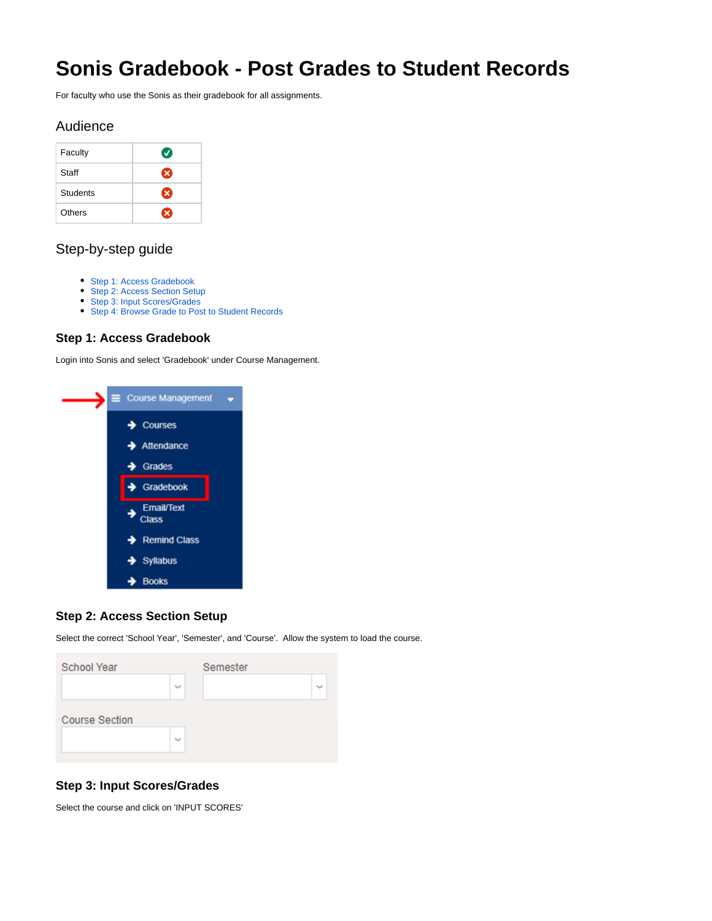# Sonis Gradebook - Post Grades to Student Records

For faculty who use the Sonis as their gradebook for all assignments.

## Audience

| Faculty | ✅ |
|---|---|
| Staff | ❌ |
| Students | ❌ |
| Others | ❌ |

## Step-by-step guide

- Step 1: Access Gradebook
- Step 2: Access Section Setup
- Step 3: Input Scores/Grades
- Step 4: Browse Grade to Post to Student Records

### Step 1: Access Gradebook

Login into Sonis and select 'Gradebook' under Course Management.

### Step 2: Access Section Setup

Select the correct 'School Year', 'Semester', and 'Course'. Allow the system to load the course.

### Step 3: Input Scores/Grades

Select the course and click on 'INPUT SCORES'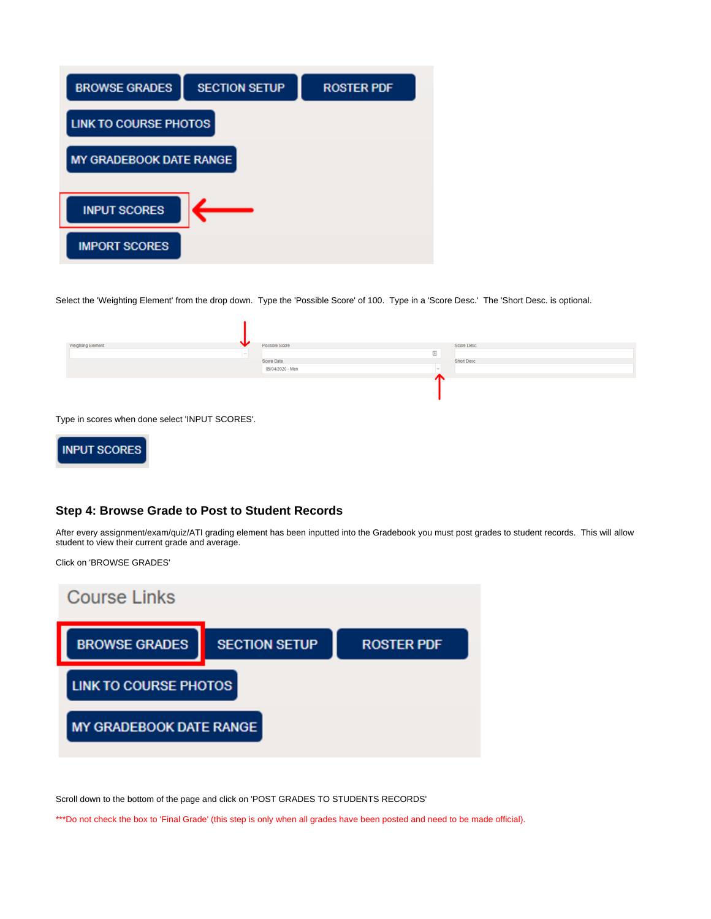Select the 'Weighting Element' from the drop down. Type the 'Possible Score' of 100. Type in a 'Score Desc.' The 'Short Desc. is optional.

Type in scores when done select 'INPUT SCORES'.

### Step 4: Browse Grade to Post to Student Records

After every assignment/exam/quiz/ATI grading element has been inputted into the Gradebook you must post grades to student records. This will allow student to view their current grade and average.

Click on 'BROWSE GRADES'

Scroll down to the bottom of the page and click on 'POST GRADES TO STUDENTS RECORDS'

***Do not check the box to 'Final Grade' (this step is only when all grades have been posted and need to be made official).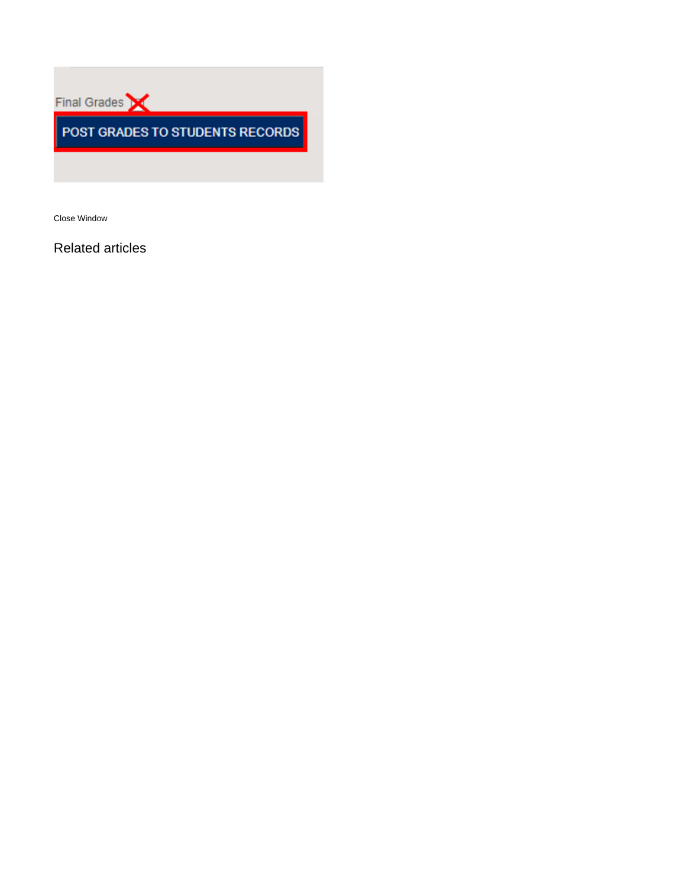Final Grades

POST GRADES TO STUDENTS RECORDS

Close Window

## Related articles